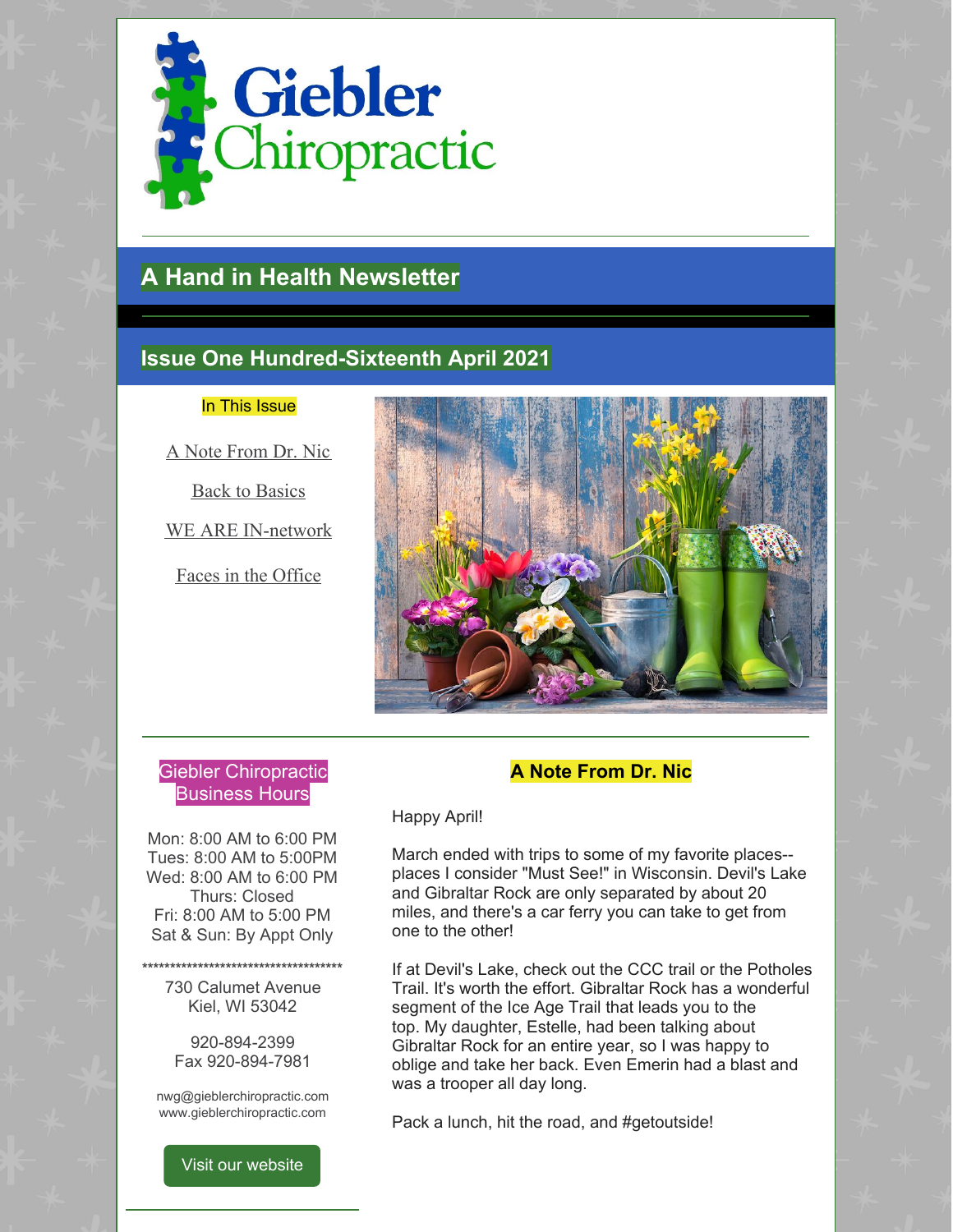# Giebler Chiropractic

## A Hand in Health Newsletter

## Issue One Hundred-Sixteenth April 2021

In This Issue

A Note From Dr. Nic

Back to Basics

WE ARE IN-network

Faces in the Office

### A Note From Dr. Nic

Happy April!

March ended with trips to some of my favorite places--places I consider "Must See!" in Wisconsin. Devil's Lake and Gibraltar Rock are only separated by about 20 miles, and there's a car ferry you can take to get from one to the other!

If at Devil's Lake, check out the CCC trail or the Potholes Trail. It's worth the effort. Gibraltar Rock has a wonderful segment of the Ice Age Trail that leads you to the top. My daughter, Estelle, had been talking about Gibraltar Rock for an entire year, so I was happy to oblige and take her back. Even Emerin had a blast and was a trooper all day long.

Pack a lunch, hit the road, and #getoutside!

### Giebler Chiropractic Business Hours

Mon: 8:00 AM to 6:00 PM
Tues: 8:00 AM to 5:00PM
Wed: 8:00 AM to 6:00 PM
Thurs: Closed
Fri: 8:00 AM to 5:00 PM
Sat & Sun: By Appt Only

**************************************

730 Calumet Avenue
Kiel, WI 53042

920-894-2399
Fax 920-894-7981

nwg@gieblerchiropractic.com
www.gieblerchiropractic.com

Visit our website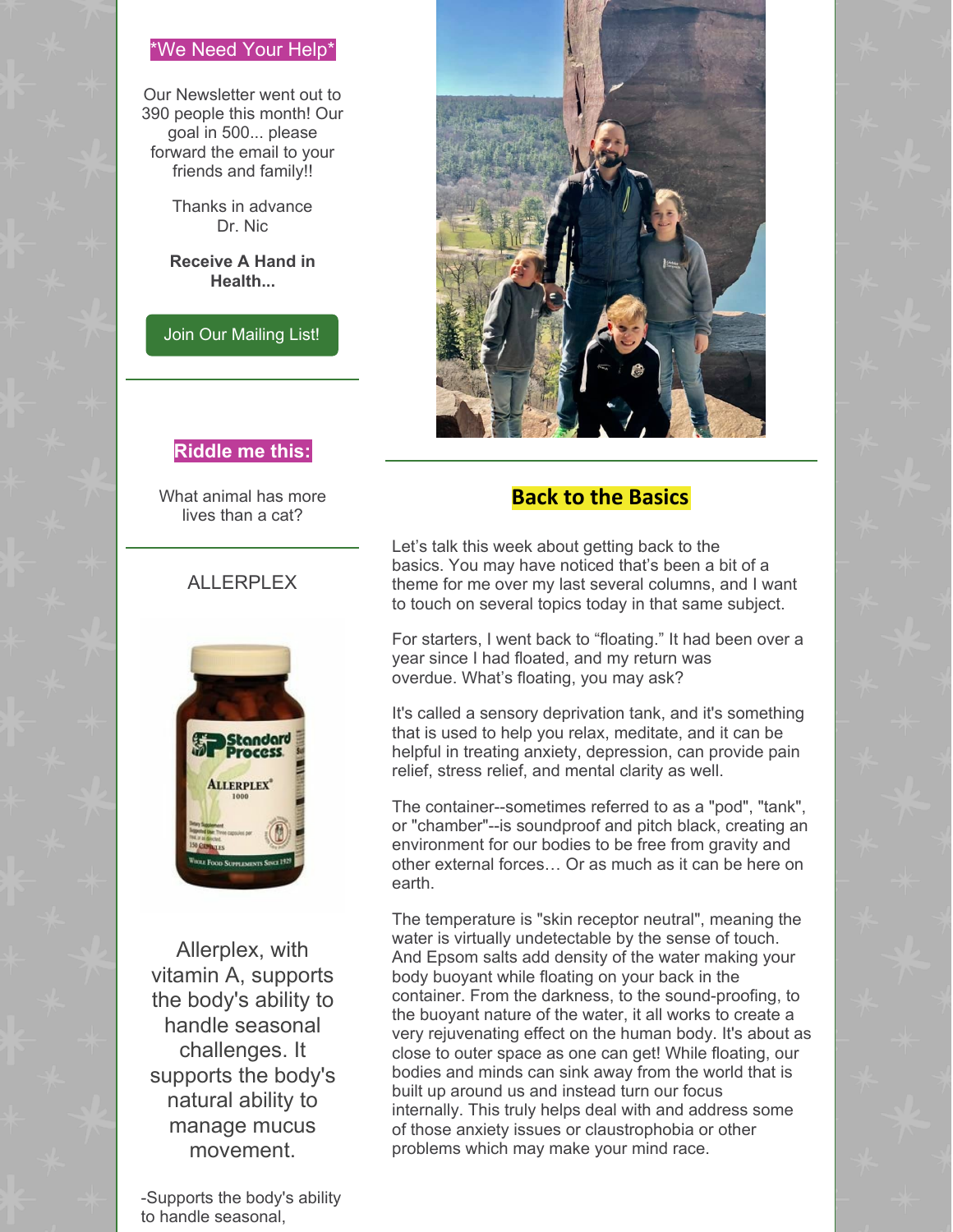## *We Need Your Help*

Our Newsletter went out to 390 people this month! Our goal in 500... please forward the email to your friends and family!!

Thanks in advance
Dr. Nic

**Receive A Hand in Health...**

Join Our Mailing List!

## Riddle me this:

What animal has more lives than a cat?

## ALLERPLEX

Allerplex, with vitamin A, supports the body's ability to handle seasonal challenges. It supports the body's natural ability to manage mucus movement.

-Supports the body's ability to handle seasonal,

## Back to the Basics

Let's talk this week about getting back to the basics. You may have noticed that's been a bit of a theme for me over my last several columns, and I want to touch on several topics today in that same subject.

For starters, I went back to "floating." It had been over a year since I had floated, and my return was overdue. What's floating, you may ask?

It's called a sensory deprivation tank, and it's something that is used to help you relax, meditate, and it can be helpful in treating anxiety, depression, can provide pain relief, stress relief, and mental clarity as well.

The container--sometimes referred to as a "pod", "tank", or "chamber"--is soundproof and pitch black, creating an environment for our bodies to be free from gravity and other external forces… Or as much as it can be here on earth.

The temperature is "skin receptor neutral", meaning the water is virtually undetectable by the sense of touch. And Epsom salts add density of the water making your body buoyant while floating on your back in the container. From the darkness, to the sound-proofing, to the buoyant nature of the water, it all works to create a very rejuvenating effect on the human body. It's about as close to outer space as one can get! While floating, our bodies and minds can sink away from the world that is built up around us and instead turn our focus internally. This truly helps deal with and address some of those anxiety issues or claustrophobia or other problems which may make your mind race.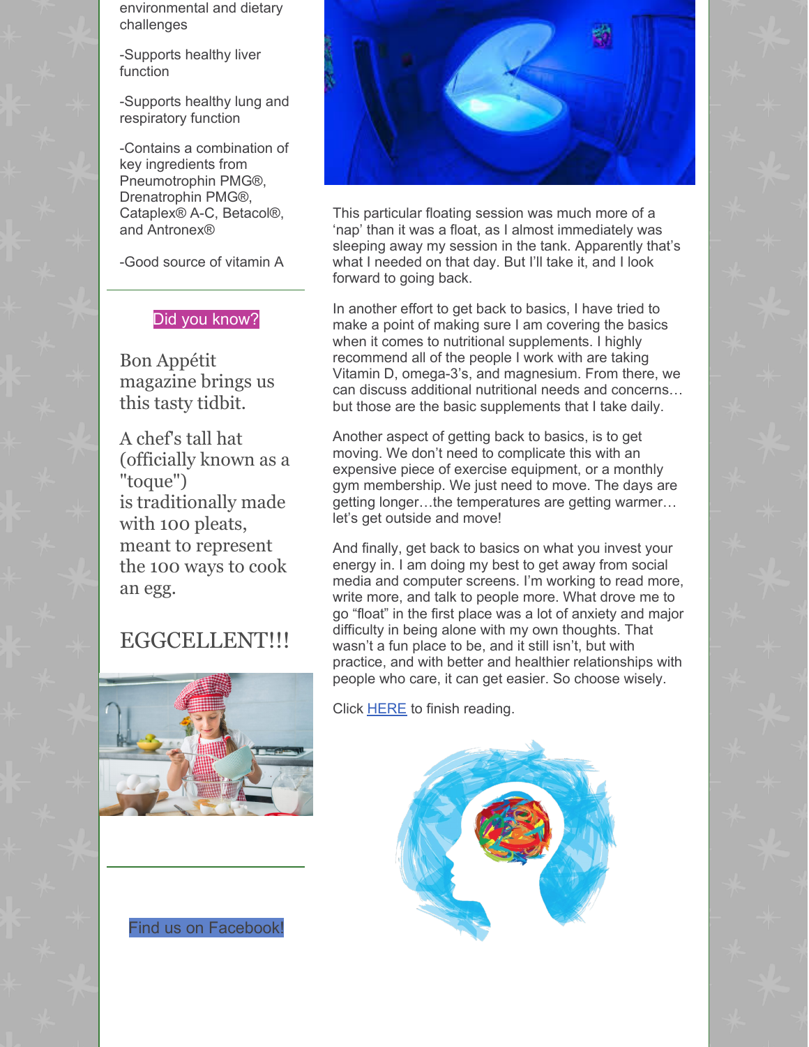environmental and dietary challenges

-Supports healthy liver function

-Supports healthy lung and respiratory function

-Contains a combination of key ingredients from Pneumotrophin PMG®, Drenatrophin PMG®, Cataplex® A-C, Betacol®, and Antronex®

-Good source of vitamin A

---

Did you know?

Bon Appétit magazine brings us this tasty tidbit.

A chef's tall hat (officially known as a "toque") is traditionally made with 100 pleats, meant to represent the 100 ways to cook an egg.

EGGCELLENT!!!

---

Find us on Facebook!

This particular floating session was much more of a 'nap' than it was a float, as I almost immediately was sleeping away my session in the tank. Apparently that's what I needed on that day. But I'll take it, and I look forward to going back.

In another effort to get back to basics, I have tried to make a point of making sure I am covering the basics when it comes to nutritional supplements. I highly recommend all of the people I work with are taking Vitamin D, omega-3's, and magnesium. From there, we can discuss additional nutritional needs and concerns… but those are the basic supplements that I take daily.

Another aspect of getting back to basics, is to get moving. We don't need to complicate this with an expensive piece of exercise equipment, or a monthly gym membership. We just need to move. The days are getting longer…the temperatures are getting warmer… let's get outside and move!

And finally, get back to basics on what you invest your energy in. I am doing my best to get away from social media and computer screens. I'm working to read more, write more, and talk to people more. What drove me to go "float" in the first place was a lot of anxiety and major difficulty in being alone with my own thoughts. That wasn't a fun place to be, and it still isn't, but with practice, and with better and healthier relationships with people who care, it can get easier. So choose wisely.

Click HERE to finish reading.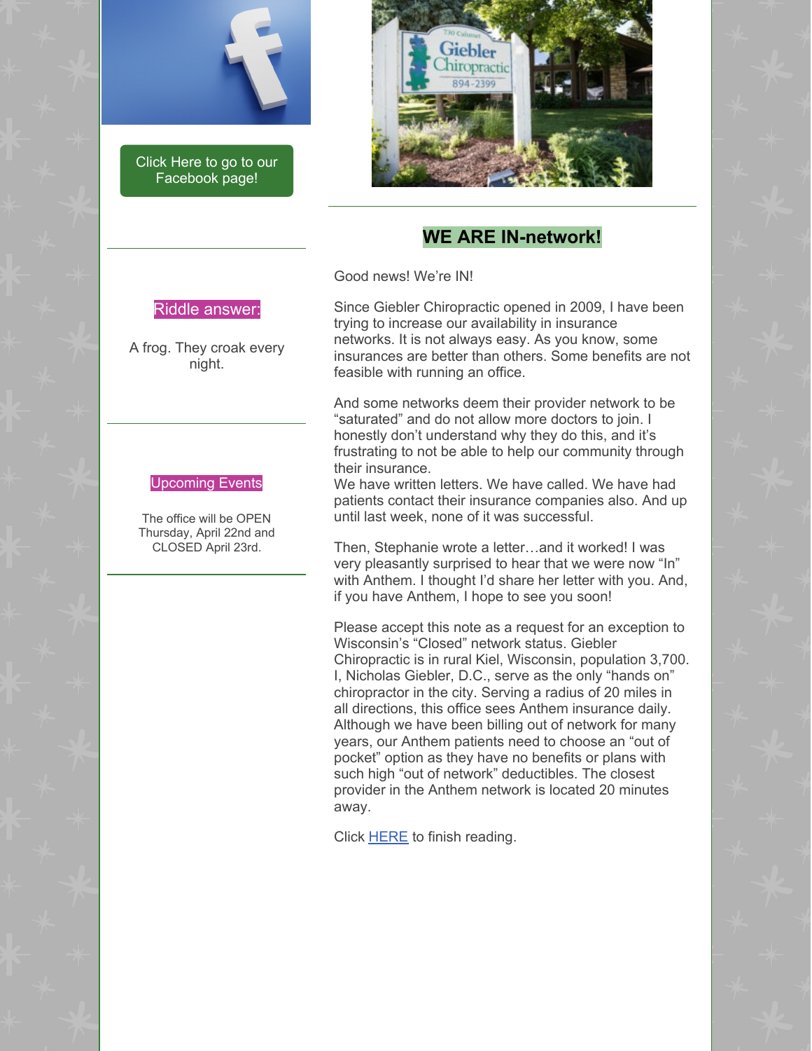Click Here to go to our Facebook page!

## Riddle answer:

A frog. They croak every night.

## Upcoming Events

The office will be OPEN Thursday, April 22nd and CLOSED April 23rd.

## WE ARE IN-network!

Good news! We're IN!

Since Giebler Chiropractic opened in 2009, I have been trying to increase our availability in insurance networks. It is not always easy. As you know, some insurances are better than others. Some benefits are not feasible with running an office.

And some networks deem their provider network to be "saturated" and do not allow more doctors to join. I honestly don't understand why they do this, and it's frustrating to not be able to help our community through their insurance.
We have written letters. We have called. We have had patients contact their insurance companies also. And up until last week, none of it was successful.

Then, Stephanie wrote a letter…and it worked! I was very pleasantly surprised to hear that we were now "In" with Anthem. I thought I'd share her letter with you. And, if you have Anthem, I hope to see you soon!

Please accept this note as a request for an exception to Wisconsin's "Closed" network status. Giebler Chiropractic is in rural Kiel, Wisconsin, population 3,700. I, Nicholas Giebler, D.C., serve as the only "hands on" chiropractor in the city. Serving a radius of 20 miles in all directions, this office sees Anthem insurance daily. Although we have been billing out of network for many years, our Anthem patients need to choose an "out of pocket" option as they have no benefits or plans with such high "out of network" deductibles. The closest provider in the Anthem network is located 20 minutes away.

Click HERE to finish reading.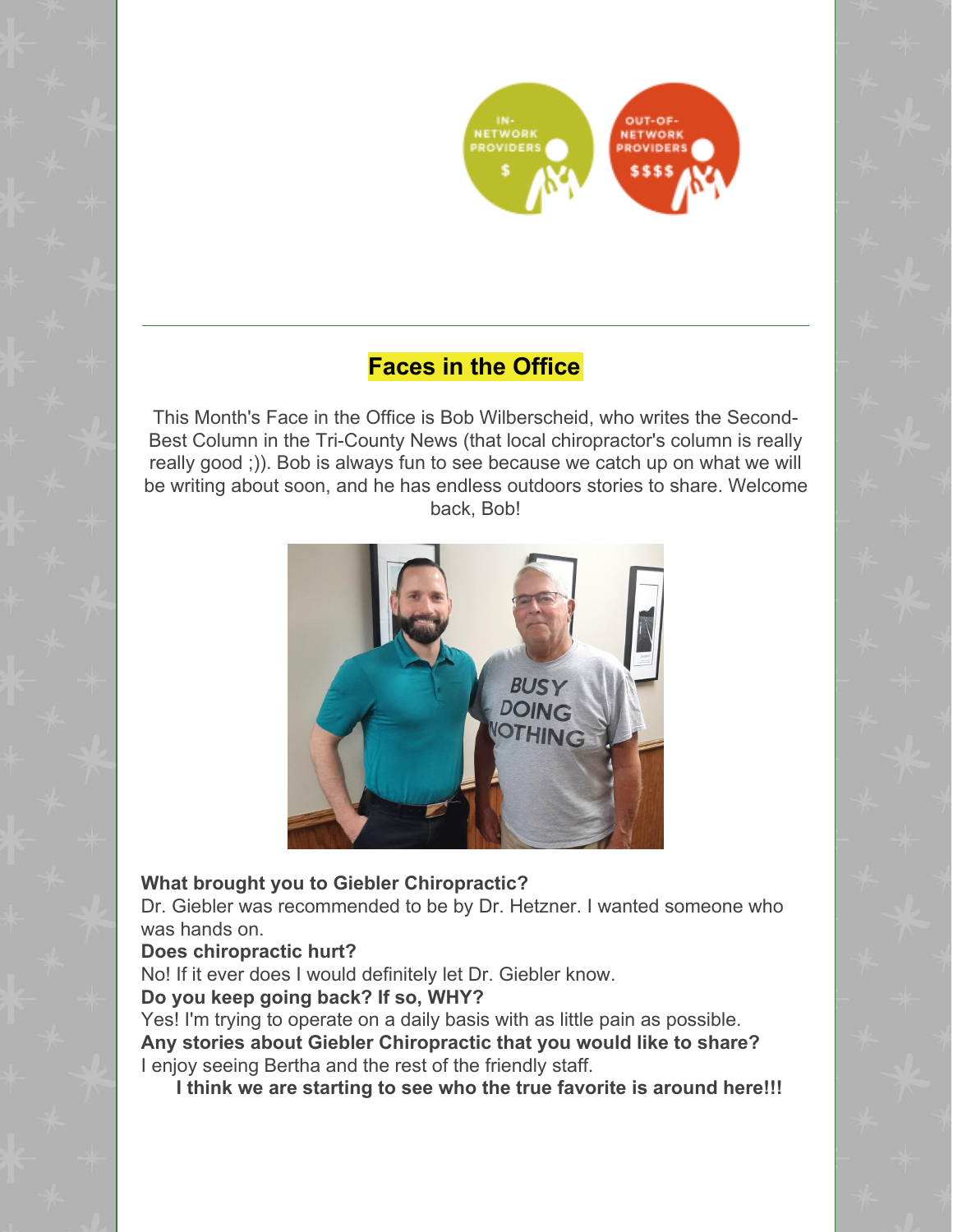## Faces in the Office

This Month's Face in the Office is Bob Wilberscheid, who writes the Second-Best Column in the Tri-County News (that local chiropractor's column is really really good ;)). Bob is always fun to see because we catch up on what we will be writing about soon, and he has endless outdoors stories to share. Welcome back, Bob!

**What brought you to Giebler Chiropractic?**
Dr. Giebler was recommended to be by Dr. Hetzner. I wanted someone who was hands on.

**Does chiropractic hurt?**
No! If it ever does I would definitely let Dr. Giebler know.

**Do you keep going back? If so, WHY?**
Yes! I'm trying to operate on a daily basis with as little pain as possible.

**Any stories about Giebler Chiropractic that you would like to share?**
I enjoy seeing Bertha and the rest of the friendly staff.

**I think we are starting to see who the true favorite is around here!!!**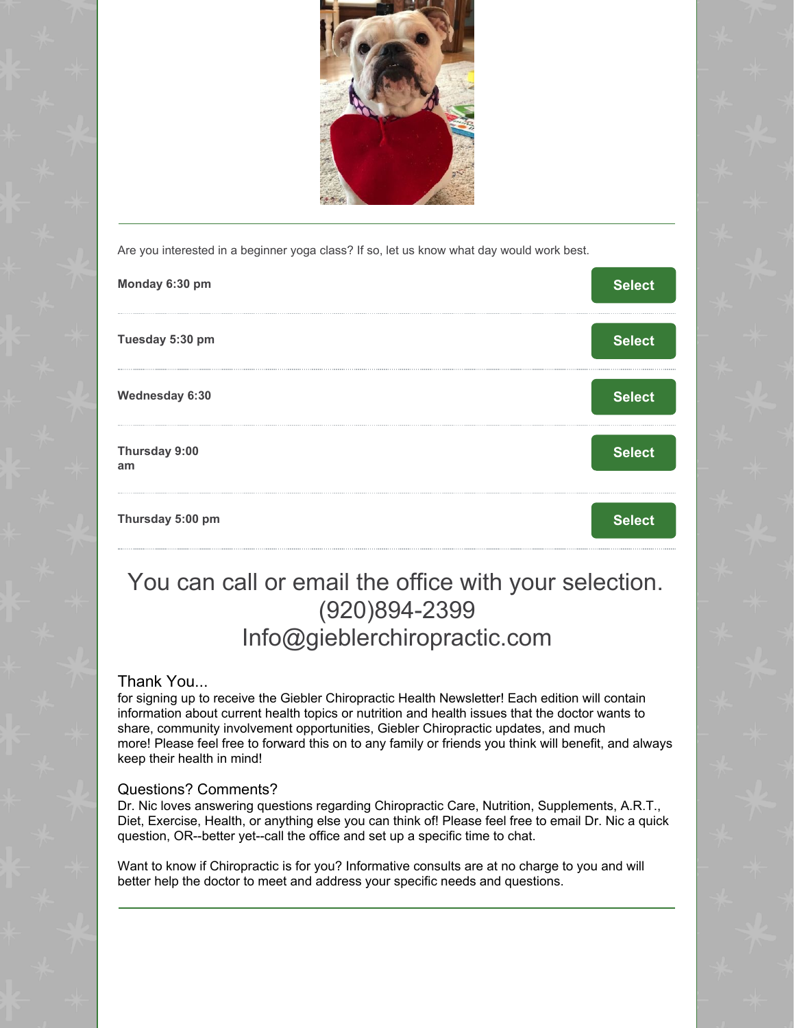Are you interested in a beginner yoga class? If so, let us know what day would work best.

| | |
|---|---|
| **Monday 6:30 pm** | Select |
| **Tuesday 5:30 pm** | Select |
| **Wednesday 6:30** | Select |
| **Thursday 9:00 am** | Select |
| **Thursday 5:00 pm** | Select |

## You can call or email the office with your selection. (920)894-2399 Info@gieblerchiropractic.com

### Thank You...

for signing up to receive the Giebler Chiropractic Health Newsletter! Each edition will contain information about current health topics or nutrition and health issues that the doctor wants to share, community involvement opportunities, Giebler Chiropractic updates, and much more! Please feel free to forward this on to any family or friends you think will benefit, and always keep their health in mind!

### Questions? Comments?

Dr. Nic loves answering questions regarding Chiropractic Care, Nutrition, Supplements, A.R.T., Diet, Exercise, Health, or anything else you can think of! Please feel free to email Dr. Nic a quick question, OR--better yet--call the office and set up a specific time to chat.

Want to know if Chiropractic is for you? Informative consults are at no charge to you and will better help the doctor to meet and address your specific needs and questions.